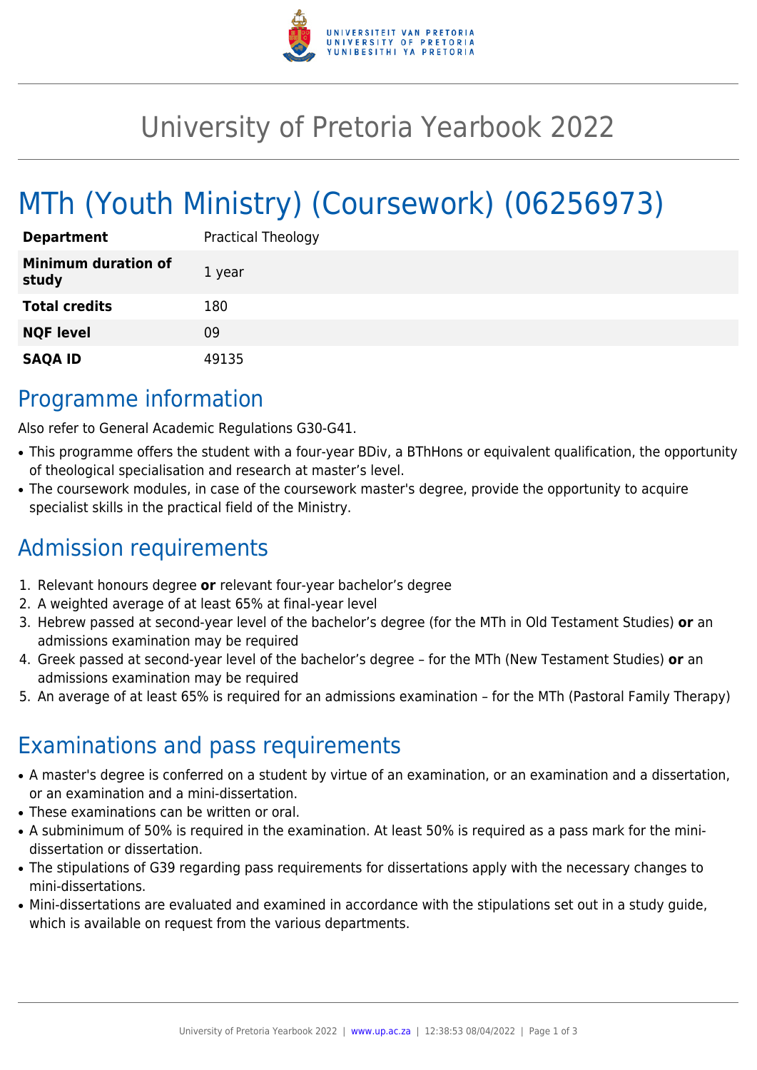# University of Pretoria Yearbook 2022

# MTh (Youth Ministry) (Coursework) (06256973)

| | |
|---|---|
| **Department** | Practical Theology |
| **Minimum duration of study** | 1 year |
| **Total credits** | 180 |
| **NQF level** | 09 |
| **SAQA ID** | 49135 |

## Programme information

Also refer to General Academic Regulations G30-G41.

- This programme offers the student with a four-year BDiv, a BThHons or equivalent qualification, the opportunity of theological specialisation and research at master's level.
- The coursework modules, in case of the coursework master's degree, provide the opportunity to acquire specialist skills in the practical field of the Ministry.

## Admission requirements

1. Relevant honours degree **or** relevant four-year bachelor's degree
2. A weighted average of at least 65% at final-year level
3. Hebrew passed at second-year level of the bachelor's degree (for the MTh in Old Testament Studies) **or** an admissions examination may be required
4. Greek passed at second-year level of the bachelor's degree – for the MTh (New Testament Studies) **or** an admissions examination may be required
5. An average of at least 65% is required for an admissions examination – for the MTh (Pastoral Family Therapy)

## Examinations and pass requirements

- A master's degree is conferred on a student by virtue of an examination, or an examination and a dissertation, or an examination and a mini-dissertation.
- These examinations can be written or oral.
- A subminimum of 50% is required in the examination. At least 50% is required as a pass mark for the mini-dissertation or dissertation.
- The stipulations of G39 regarding pass requirements for dissertations apply with the necessary changes to mini-dissertations.
- Mini-dissertations are evaluated and examined in accordance with the stipulations set out in a study guide, which is available on request from the various departments.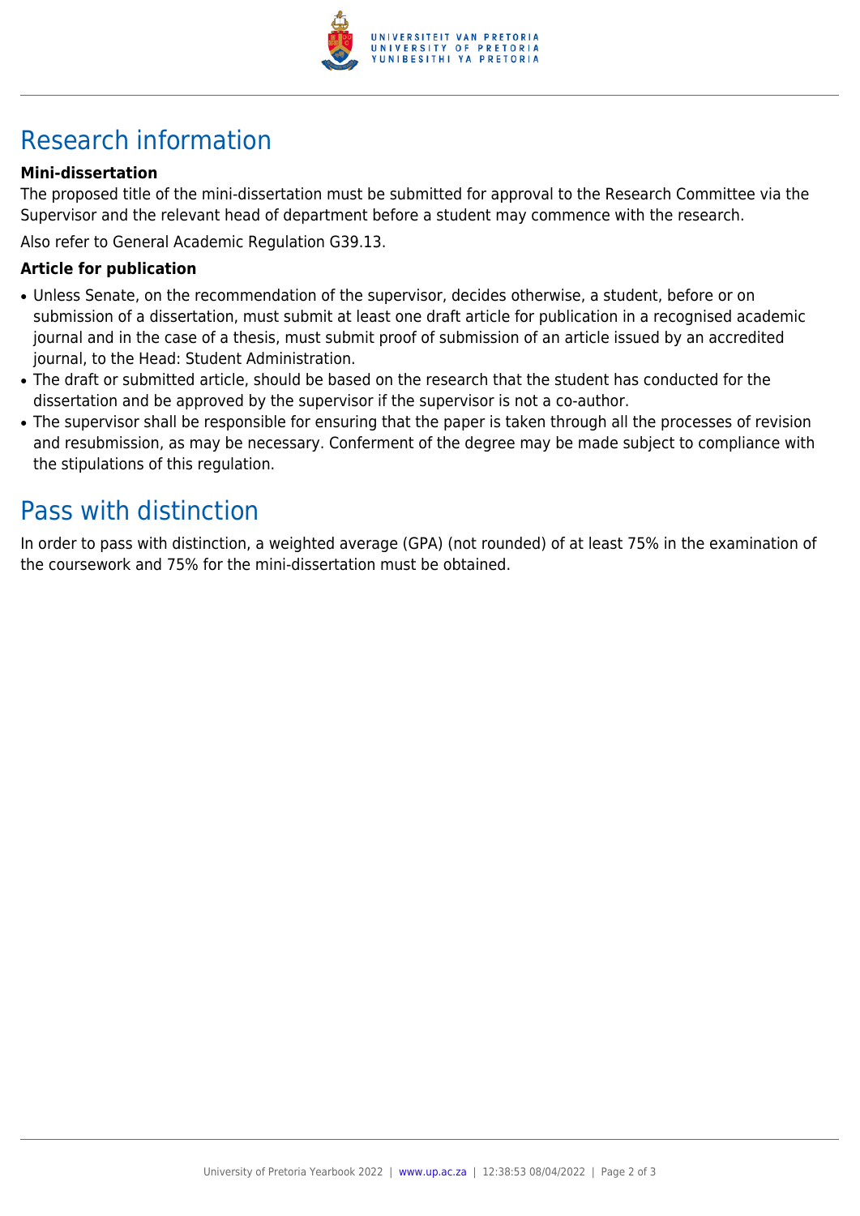# Research information

### Mini-dissertation

The proposed title of the mini-dissertation must be submitted for approval to the Research Committee via the Supervisor and the relevant head of department before a student may commence with the research.

Also refer to General Academic Regulation G39.13.

### Article for publication

- Unless Senate, on the recommendation of the supervisor, decides otherwise, a student, before or on submission of a dissertation, must submit at least one draft article for publication in a recognised academic journal and in the case of a thesis, must submit proof of submission of an article issued by an accredited journal, to the Head: Student Administration.
- The draft or submitted article, should be based on the research that the student has conducted for the dissertation and be approved by the supervisor if the supervisor is not a co-author.
- The supervisor shall be responsible for ensuring that the paper is taken through all the processes of revision and resubmission, as may be necessary. Conferment of the degree may be made subject to compliance with the stipulations of this regulation.

# Pass with distinction

In order to pass with distinction, a weighted average (GPA) (not rounded) of at least 75% in the examination of the coursework and 75% for the mini-dissertation must be obtained.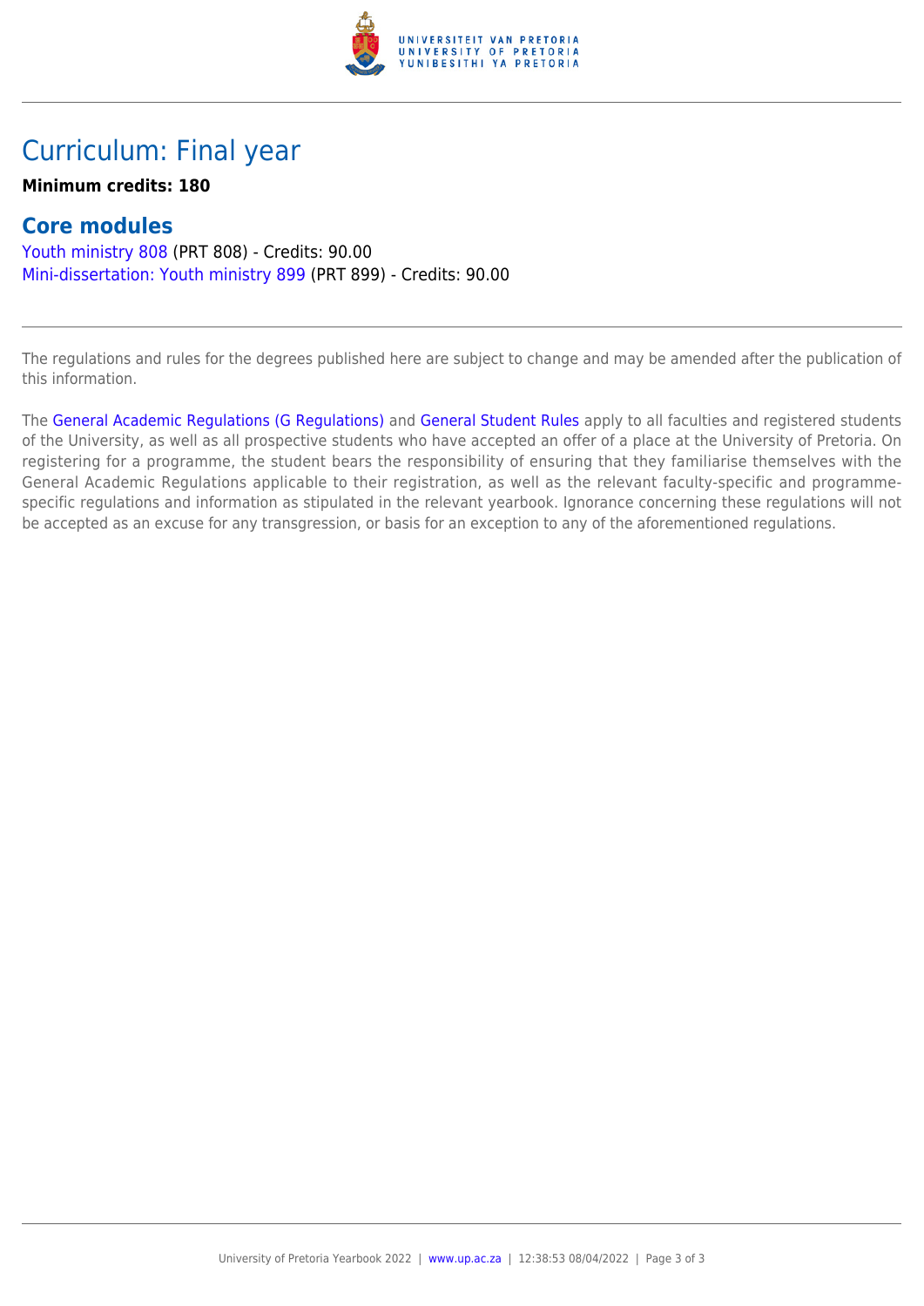# Curriculum: Final year

**Minimum credits: 180**

## Core modules

Youth ministry 808 (PRT 808) - Credits: 90.00
Mini-dissertation: Youth ministry 899 (PRT 899) - Credits: 90.00

The regulations and rules for the degrees published here are subject to change and may be amended after the publication of this information.

The General Academic Regulations (G Regulations) and General Student Rules apply to all faculties and registered students of the University, as well as all prospective students who have accepted an offer of a place at the University of Pretoria. On registering for a programme, the student bears the responsibility of ensuring that they familiarise themselves with the General Academic Regulations applicable to their registration, as well as the relevant faculty-specific and programme-specific regulations and information as stipulated in the relevant yearbook. Ignorance concerning these regulations will not be accepted as an excuse for any transgression, or basis for an exception to any of the aforementioned regulations.